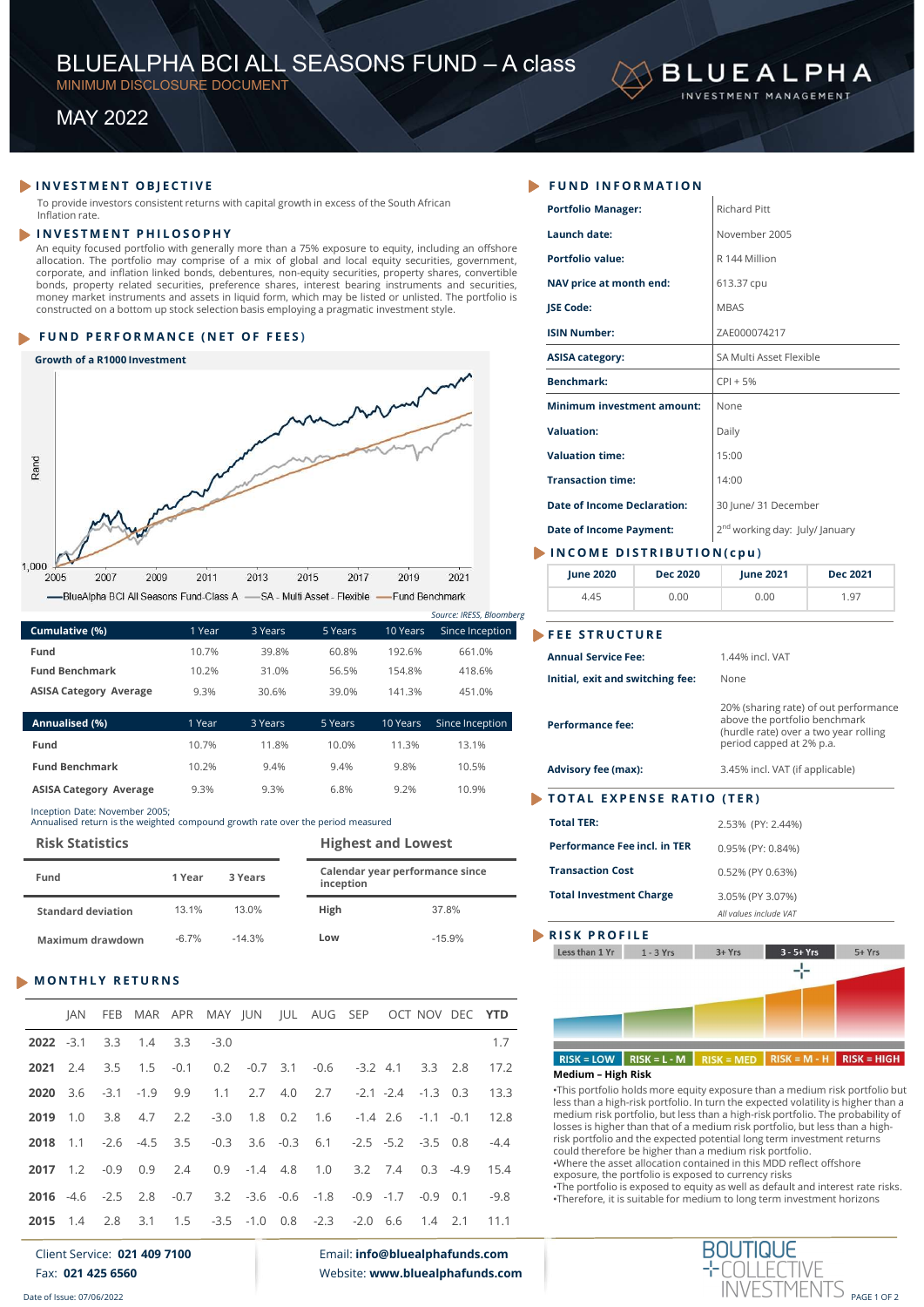# BLUEALPHA BCI ALL SEASONS FUND – A class

MINIMUM DISCLOSURE DOCUMENT

MAY 2022

BLUEALPHA INVESTMENT MANAGEMENT

## INVESTMENT OBJECTIVE

To provide investors consistent returns with capital growth in excess of the South African Inflation rate.

## INVESTMENT PHILOSOPHY

An equity focused portfolio with generally more than a 75% exposure to equity, including an offshore allocation. The portfolio may comprise of a mix of global and local equity securities, government, corporate, and inflation linked bonds, debentures, non-equity securities, property shares, convertible bonds, property related securities, preference shares, interest bearing instruments and securities, money market instruments and assets in liquid form, which may be listed or unlisted. The portfolio is constructed on a bottom up stock selection basis employing a pragmatic investment style.

## FUND PERFORMANCE (NET OF FEES)

**Growth of a R1000 Investment**

BlueAlpha BCI All Seasons Fund-Class A — SA - Multi Asset - Flexible — Fund Benchmark

*Source: IRESS, Bloomberg*

| Cumulative (%) | 1 Year | 3 Years | 5 Years | 10 Years | Since Inception |
|---|---|---|---|---|---|
| Fund | 10.7% | 39.8% | 60.8% | 192.6% | 661.0% |
| Fund Benchmark | 10.2% | 31.0% | 56.5% | 154.8% | 418.6% |
| ASISA Category Average | 9.3% | 30.6% | 39.0% | 141.3% | 451.0% |

| Annualised (%) | 1 Year | 3 Years | 5 Years | 10 Years | Since Inception |
|---|---|---|---|---|---|
| Fund | 10.7% | 11.8% | 10.0% | 11.3% | 13.1% |
| Fund Benchmark | 10.2% | 9.4% | 9.4% | 9.8% | 10.5% |
| ASISA Category Average | 9.3% | 9.3% | 6.8% | 9.2% | 10.9% |

Inception Date: November 2005;
Annualised return is the weighted compound growth rate over the period measured

### Risk Statistics

| Fund | 1 Year | 3 Years |
|---|---|---|
| Standard deviation | 13.1% | 13.0% |
| Maximum drawdown | -6.7% | -14.3% |

### Highest and Lowest

| Calendar year performance since inception | |
|---|---|
| High | 37.8% |
| Low | -15.9% |

## MONTHLY RETURNS

| | JAN | FEB | MAR | APR | MAY | JUN | JUL | AUG | SEP | OCT | NOV | DEC | YTD |
|---|---|---|---|---|---|---|---|---|---|---|---|---|---|
| 2022 | -3.1 | 3.3 | 1.4 | 3.3 | -3.0 | | | | | | | | 1.7 |
| 2021 | 2.4 | 3.5 | 1.5 | -0.1 | 0.2 | -0.7 | 3.1 | -0.6 | -3.2 | 4.1 | 3.3 | 2.8 | 17.2 |
| 2020 | 3.6 | -3.1 | -1.9 | 9.9 | 1.1 | 2.7 | 4.0 | 2.7 | -2.1 | -2.4 | -1.3 | 0.3 | 13.3 |
| 2019 | 1.0 | 3.8 | 4.7 | 2.2 | -3.0 | 1.8 | 0.2 | 1.6 | -1.4 | 2.6 | -1.1 | -0.1 | 12.8 |
| 2018 | 1.1 | -2.6 | -4.5 | 3.5 | -0.3 | 3.6 | -0.3 | 6.1 | -2.5 | -5.2 | -3.5 | 0.8 | -4.4 |
| 2017 | 1.2 | -0.9 | 0.9 | 2.4 | 0.9 | -1.4 | 4.8 | 1.0 | 3.2 | 7.4 | 0.3 | -4.9 | 15.4 |
| 2016 | -4.6 | -2.5 | 2.8 | -0.7 | 3.2 | -3.6 | -0.6 | -1.8 | -0.9 | -1.7 | -0.9 | 0.1 | -9.8 |
| 2015 | 1.4 | 2.8 | 3.1 | 1.5 | -3.5 | -1.0 | 0.8 | -2.3 | -2.0 | 6.6 | 1.4 | 2.1 | 11.1 |

## FUND INFORMATION

| | |
|---|---|
| **Portfolio Manager:** | Richard Pitt |
| **Launch date:** | November 2005 |
| **Portfolio value:** | R 144 Million |
| **NAV price at month end:** | 613.37 cpu |
| **JSE Code:** | MBAS |
| **ISIN Number:** | ZAE000074217 |
| **ASISA category:** | SA Multi Asset Flexible |
| **Benchmark:** | CPI + 5% |
| **Minimum investment amount:** | None |
| **Valuation:** | Daily |
| **Valuation time:** | 15:00 |
| **Transaction time:** | 14:00 |
| **Date of Income Declaration:** | 30 June/ 31 December |
| **Date of Income Payment:** | 2nd working day: July/ January |

## INCOME DISTRIBUTION(cpu)

| June 2020 | Dec 2020 | June 2021 | Dec 2021 |
|---|---|---|---|
| 4.45 | 0.00 | 0.00 | 1.97 |

## FEE STRUCTURE

| | |
|---|---|
| **Annual Service Fee:** | 1.44% incl. VAT |
| **Initial, exit and switching fee:** | None |
| **Performance fee:** | 20% (sharing rate) of out performance above the portfolio benchmark (hurdle rate) over a two year rolling period capped at 2% p.a. |
| **Advisory fee (max):** | 3.45% incl. VAT (if applicable) |

## TOTAL EXPENSE RATIO (TER)

| | |
|---|---|
| **Total TER:** | 2.53% (PY: 2.44%) |
| **Performance Fee incl. in TER** | 0.95% (PY: 0.84%) |
| **Transaction Cost** | 0.52% (PY 0.63%) |
| **Total Investment Charge** | 3.05% (PY 3.07%) |

*All values include VAT*

## RISK PROFILE

Less than 1 Yr | 1 - 3 Yrs | 3+ Yrs | **3 - 5+ Yrs** | 5+ Yrs

RISK = LOW | RISK = L - M | RISK = MED | RISK = M - H | RISK = HIGH

**Medium – High Risk**

- This portfolio holds more equity exposure than a medium risk portfolio but less than a high-risk portfolio. In turn the expected volatility is higher than a medium risk portfolio, but less than a high-risk portfolio. The probability of losses is higher than that of a medium risk portfolio, but less than a high-risk portfolio and the expected potential long term investment returns could therefore be higher than a medium risk portfolio.
- Where the asset allocation contained in this MDD reflect offshore exposure, the portfolio is exposed to currency risks
- The portfolio is exposed to equity as well as default and interest rate risks.
- Therefore, it is suitable for medium to long term investment horizons

Client Service: **021 409 7100**
Fax: **021 425 6560**

Email: **info@bluealphafunds.com**
Website: **www.bluealphafunds.com**

BOUTIQUE COLLECTIVE INVESTMENTS

Date of Issue: 07/06/2022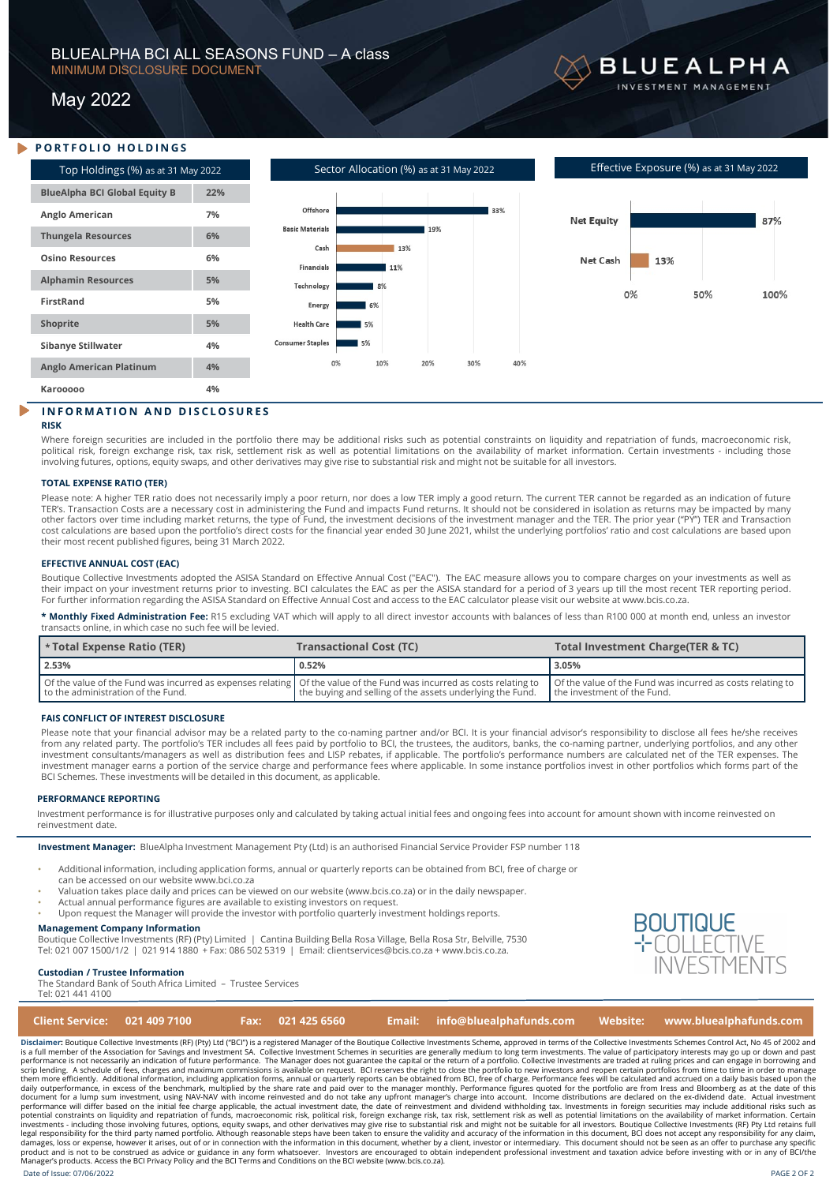# BLUEALPHA BCI ALL SEASONS FUND – A class

MINIMUM DISCLOSURE DOCUMENT

May 2022

BLUEALPHA INVESTMENT MANAGEMENT

## PORTFOLIO HOLDINGS

| Top Holdings (%) as at 31 May 2022 | |
|---|---|
| BlueAlpha BCI Global Equity B | 22% |
| Anglo American | 7% |
| Thungela Resources | 6% |
| Osino Resources | 6% |
| Alphamin Resources | 5% |
| FirstRand | 5% |
| Shoprite | 5% |
| Sibanye Stillwater | 4% |
| Anglo American Platinum | 4% |
| Karooooo | 4% |

**Sector Allocation (%)** as at 31 May 2022

Offshore 33%
Basic Materials 19%
Cash 13%
Financials 11%
Technology 8%
Energy 6%
Health Care 5%
Consumer Staples 5%

0% 10% 20% 30% 40%

**Effective Exposure (%)** as at 31 May 2022

Net Equity 87%
Net Cash 13%

0% 50% 100%

## INFORMATION AND DISCLOSURES

### RISK

Where foreign securities are included in the portfolio there may be additional risks such as potential constraints on liquidity and repatriation of funds, macroeconomic risk, political risk, foreign exchange risk, tax risk, settlement risk as well as potential limitations on the availability of market information. Certain investments - including those involving futures, options, equity swaps, and other derivatives may give rise to substantial risk and might not be suitable for all investors.

### TOTAL EXPENSE RATIO (TER)

Please note: A higher TER ratio does not necessarily imply a poor return, nor does a low TER imply a good return. The current TER cannot be regarded as an indication of future TER's. Transaction Costs are a necessary cost in administering the Fund and impacts Fund returns. It should not be considered in isolation as returns may be impacted by many other factors over time including market returns, the type of Fund, the investment decisions of the investment manager and the TER. The prior year ("PY") TER and Transaction cost calculations are based upon the portfolio's direct costs for the financial year ended 30 June 2021, whilst the underlying portfolios' ratio and cost calculations are based upon their most recent published figures, being 31 March 2022.

### EFFECTIVE ANNUAL COST (EAC)

Boutique Collective Investments adopted the ASISA Standard on Effective Annual Cost ("EAC"). The EAC measure allows you to compare charges on your investments as well as their impact on your investment returns prior to investing. BCI calculates the EAC as per the ASISA standard for a period of 3 years up till the most recent TER reporting period. For further information regarding the ASISA Standard on Effective Annual Cost and access to the EAC calculator please visit our website at www.bcis.co.za.

**\* Monthly Fixed Administration Fee:** R15 excluding VAT which will apply to all direct investor accounts with balances of less than R100 000 at month end, unless an investor transacts online, in which case no such fee will be levied.

| * Total Expense Ratio (TER) | Transactional Cost (TC) | Total Investment Charge(TER & TC) |
|---|---|---|
| 2.53% | 0.52% | 3.05% |
| Of the value of the Fund was incurred as expenses relating to the administration of the Fund. | Of the value of the Fund was incurred as costs relating to the buying and selling of the assets underlying the Fund. | Of the value of the Fund was incurred as costs relating to the investment of the Fund. |

### FAIS CONFLICT OF INTEREST DISCLOSURE

Please note that your financial advisor may be a related party to the co-naming partner and/or BCI. It is your financial advisor's responsibility to disclose all fees he/she receives from any related party. The portfolio's TER includes all fees paid by portfolio to BCI, the trustees, the auditors, banks, the co-naming partner, underlying portfolios, and any other investment consultants/managers as well as distribution fees and LISP rebates, if applicable. The portfolio's performance numbers are calculated net of the TER expenses. The investment manager earns a portion of the service charge and performance fees where applicable. In some instance portfolios invest in other portfolios which forms part of the BCI Schemes. These investments will be detailed in this document, as applicable.

### PERFORMANCE REPORTING

Investment performance is for illustrative purposes only and calculated by taking actual initial fees and ongoing fees into account for amount shown with income reinvested on reinvestment date.

**Investment Manager:** BlueAlpha Investment Management Pty (Ltd) is an authorised Financial Service Provider FSP number 118

- Additional information, including application forms, annual or quarterly reports can be obtained from BCI, free of charge or can be accessed on our website www.bci.co.za
- Valuation takes place daily and prices can be viewed on our website (www.bcis.co.za) or in the daily newspaper.
- Actual annual performance figures are available to existing investors on request.
- Upon request the Manager will provide the investor with portfolio quarterly investment holdings reports.

**Management Company Information**

Boutique Collective Investments (RF) (Pty) Limited | Cantina Building Bella Rosa Village, Bella Rosa Str, Belville, 7530
Tel: 021 007 1500/1/2 | 021 914 1880 + Fax: 086 502 5319 | Email: clientservices@bcis.co.za + www.bcis.co.za.

BOUTIQUE COLLECTIVE INVESTMENTS

**Custodian / Trustee Information**

The Standard Bank of South Africa Limited – Trustee Services
Tel: 021 441 4100

**Client Service:** 021 409 7100 **Fax:** 021 425 6560 **Email:** info@bluealphafunds.com **Website:** www.bluealphafunds.com

**Disclaimer:** Boutique Collective Investments (RF) (Pty) Ltd ("BCI") is a registered Manager of the Boutique Collective Investments Scheme, approved in terms of the Collective Investments Schemes Control Act, No 45 of 2002 and is a full member of the Association for Savings and Investment SA. Collective Investment Schemes in securities are generally medium to long term investments. The value of participatory interests may go up or down and past performance is not necessarily an indication of future performance. The Manager does not guarantee the capital or the return of a portfolio. Collective Investments are traded at ruling prices and can engage in borrowing and scrip lending. A schedule of fees, charges and maximum commissions is available on request. BCI reserves the right to close the portfolio to new investors and reopen certain portfolios from time to time in order to manage them more efficiently. Additional information, including application forms, annual or quarterly reports can be obtained from BCI, free of charge. Performance fees will be calculated and accrued on a daily basis based upon the daily outperformance, in excess of the benchmark, multiplied by the share rate and paid over to the manager monthly. Performance figures quoted for the portfolio are from Iress and Bloomberg as at the date of this document for a lump sum investment, using NAV-NAV with income reinvested and do not take any upfront manager's charge into account. Income distributions are declared on the ex-dividend date. Actual investment performance will differ based on the initial fee charge applicable, the actual investment date, the date of reinvestment and dividend withholding tax. Investments in foreign securities may include additional risks such as potential constraints on liquidity and repatriation of funds, macroeconomic risk, political risk, foreign exchange risk, tax risk, settlement risk as well as potential limitations on the availability of market information. Certain investments - including those involving futures, options, equity swaps, and other derivatives may give rise to substantial risk and might not be suitable for all investors. Boutique Collective Investments (RF) Pty Ltd retains full legal responsibility for the third party named portfolio. Although reasonable steps have been taken to ensure the validity and accuracy of the information in this document, BCI does not accept any responsibility for any claim, damages, loss or expense, however it arises, out of or in connection with the information in this document, whether by a client, investor or intermediary. This document should not be seen as an offer to purchase any specific product and is not to be construed as advice or guidance in any form whatsoever. Investors are encouraged to obtain independent professional investment and taxation advice before investing with or in any of BCI/the Manager's products. Access the BCI Privacy Policy and the BCI Terms and Conditions on the BCI website (www.bcis.co.za).

Date of Issue: 07/06/2022